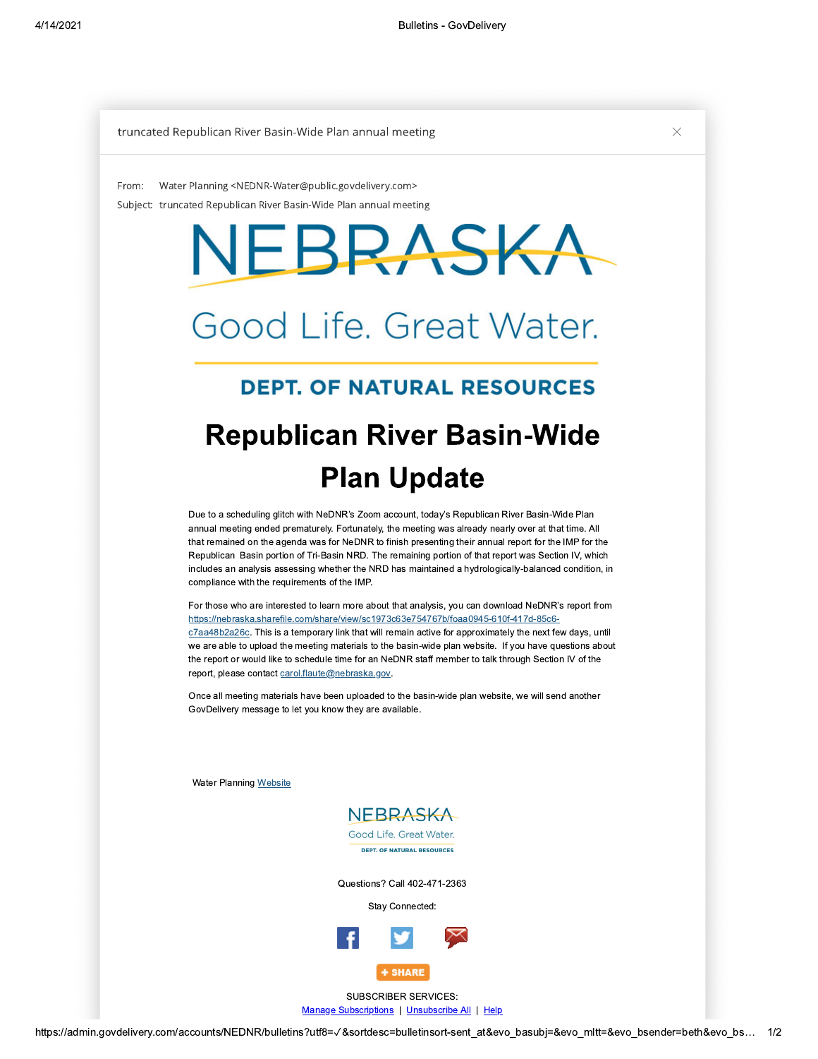truncated Republican River Basin-Wide Plan annual meeting

From: Water Planning <NEDNR-Water@public.govdelivery.com>

Subject: truncated Republican River Basin-Wide Plan annual meeting

NEBRASKA

Good Life. Great Water.

DEPT. OF NATURAL RESOURCES

# Republican River Basin-Wide Plan Update

Due to a scheduling glitch with NeDNR's Zoom account, today's Republican River Basin-Wide Plan annual meeting ended prematurely. Fortunately, the meeting was already nearly over at that time. All that remained on the agenda was for NeDNR to finish presenting their annual report for the IMP for the Republican Basin portion of Tri-Basin NRD. The remaining portion of that report was Section IV, which includes an analysis assessing whether the NRD has maintained a hydrologically-balanced condition, in compliance with the requirements of the IMP.

For those who are interested to learn more about that analysis, you can download NeDNR's report from https://nebraska.sharefile.com/share/view/sc1973c63e754767b/foaa0945-610f-417d-85c6-c7aa48b2a26c. This is a temporary link that will remain active for approximately the next few days, until we are able to upload the meeting materials to the basin-wide plan website. If you have questions about the report or would like to schedule time for an NeDNR staff member to talk through Section IV of the report, please contact carol.flaute@nebraska.gov.

Once all meeting materials have been uploaded to the basin-wide plan website, we will send another GovDelivery message to let you know they are available.

Water Planning Website

NEBRASKA

Good Life. Great Water.

DEPT. OF NATURAL RESOURCES

Questions? Call 402-471-2363

Stay Connected:

SHARE

SUBSCRIBER SERVICES:

Manage Subscriptions | Unsubscribe All | Help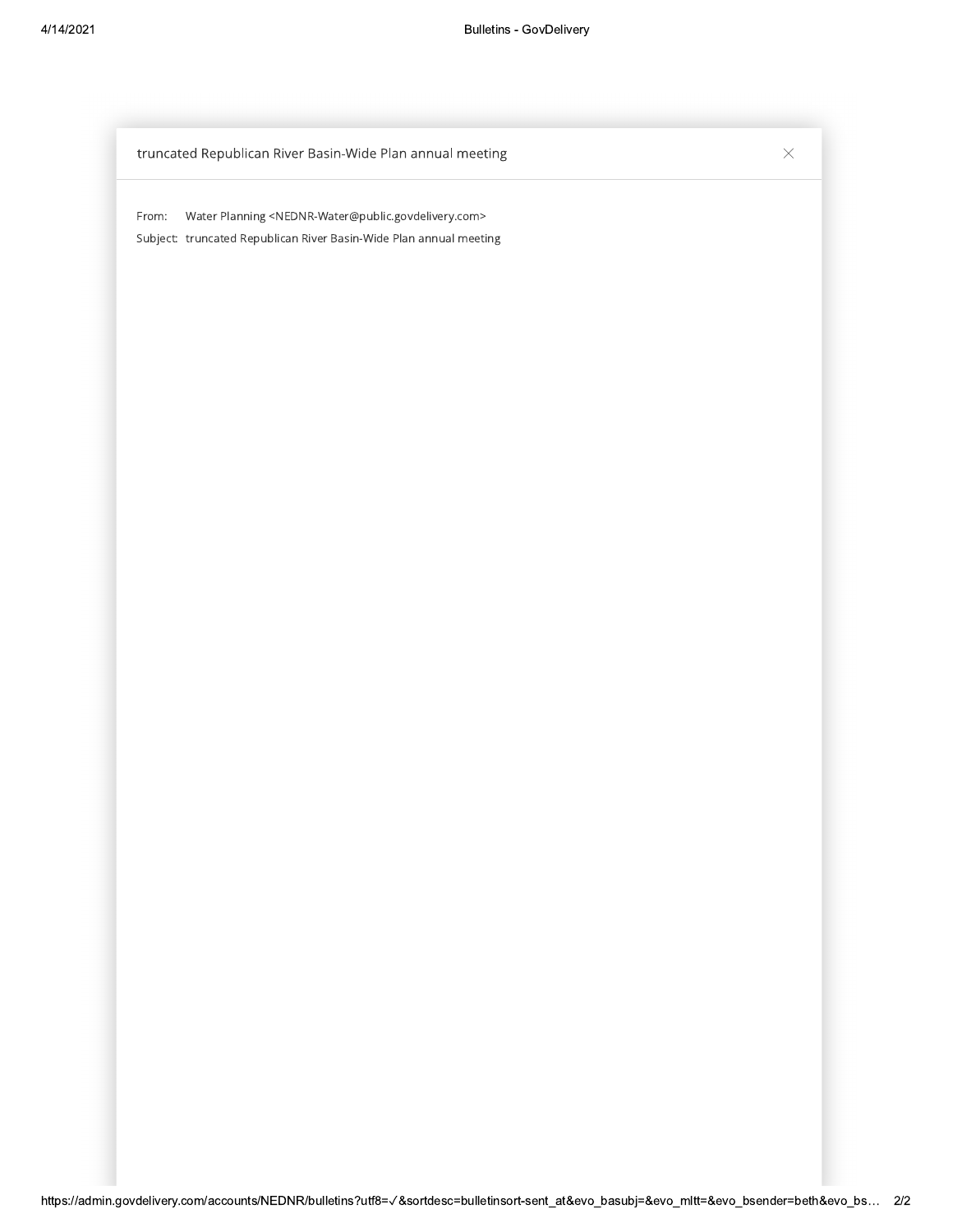truncated Republican River Basin-Wide Plan annual meeting

From: Water Planning <NEDNR-Water@public.govdelivery.com>

Subject: truncated Republican River Basin-Wide Plan annual meeting